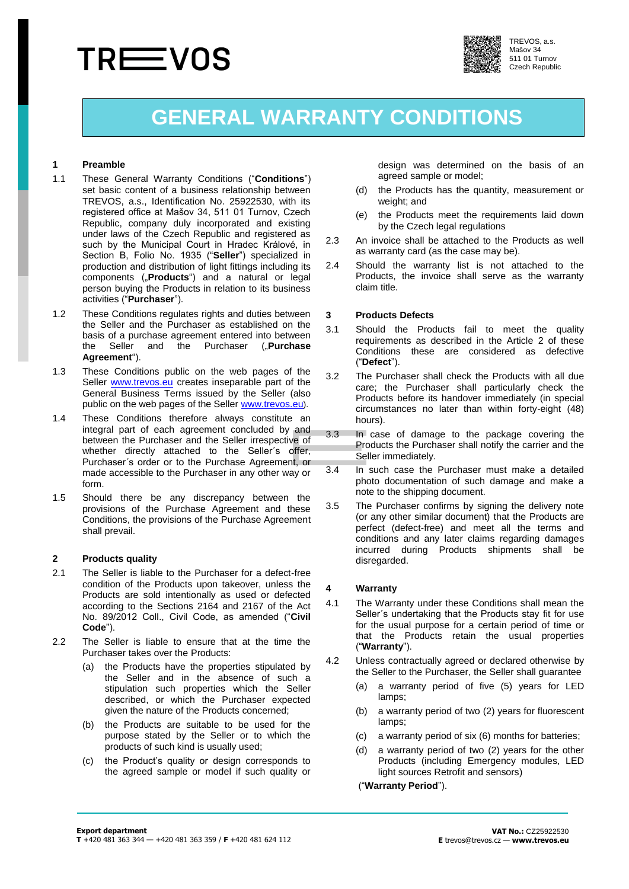TREVOS

TREVOS, a.s.
Mašov 34
511 01 Turnov
Czech Republic

# GENERAL WARRANTY CONDITIONS

## 1 Preamble

1.1 These General Warranty Conditions ("**Conditions**") set basic content of a business relationship between TREVOS, a.s., Identification No. 25922530, with its registered office at Mašov 34, 511 01 Turnov, Czech Republic, company duly incorporated and existing under laws of the Czech Republic and registered as such by the Municipal Court in Hradec Králové, in Section B, Folio No. 1935 ("**Seller**") specialized in production and distribution of light fittings including its components („**Products**") and a natural or legal person buying the Products in relation to its business activities ("**Purchaser**").

1.2 These Conditions regulates rights and duties between the Seller and the Purchaser as established on the basis of a purchase agreement entered into between the Seller and the Purchaser („**Purchase Agreement**").

1.3 These Conditions public on the web pages of the Seller www.trevos.eu creates inseparable part of the General Business Terms issued by the Seller (also public on the web pages of the Seller www.trevos.eu).

1.4 These Conditions therefore always constitute an integral part of each agreement concluded by and between the Purchaser and the Seller irrespective of whether directly attached to the Seller´s offer, Purchaser´s order or to the Purchase Agreement, or made accessible to the Purchaser in any other way or form.

1.5 Should there be any discrepancy between the provisions of the Purchase Agreement and these Conditions, the provisions of the Purchase Agreement shall prevail.

## 2 Products quality

2.1 The Seller is liable to the Purchaser for a defect-free condition of the Products upon takeover, unless the Products are sold intentionally as used or defected according to the Sections 2164 and 2167 of the Act No. 89/2012 Coll., Civil Code, as amended ("**Civil Code**").

2.2 The Seller is liable to ensure that at the time the Purchaser takes over the Products:

(a) the Products have the properties stipulated by the Seller and in the absence of such a stipulation such properties which the Seller described, or which the Purchaser expected given the nature of the Products concerned;

(b) the Products are suitable to be used for the purpose stated by the Seller or to which the products of such kind is usually used;

(c) the Product's quality or design corresponds to the agreed sample or model if such quality or design was determined on the basis of an agreed sample or model;

(d) the Products has the quantity, measurement or weight; and

(e) the Products meet the requirements laid down by the Czech legal regulations

2.3 An invoice shall be attached to the Products as well as warranty card (as the case may be).

2.4 Should the warranty list is not attached to the Products, the invoice shall serve as the warranty claim title.

## 3 Products Defects

3.1 Should the Products fail to meet the quality requirements as described in the Article 2 of these Conditions these are considered as defective ("**Defect**").

3.2 The Purchaser shall check the Products with all due care; the Purchaser shall particularly check the Products before its handover immediately (in special circumstances no later than within forty-eight (48) hours).

3.3 In case of damage to the package covering the Products the Purchaser shall notify the carrier and the Seller immediately.

3.4 In such case the Purchaser must make a detailed photo documentation of such damage and make a note to the shipping document.

3.5 The Purchaser confirms by signing the delivery note (or any other similar document) that the Products are perfect (defect-free) and meet all the terms and conditions and any later claims regarding damages incurred during Products shipments shall be disregarded.

## 4 Warranty

4.1 The Warranty under these Conditions shall mean the Seller´s undertaking that the Products stay fit for use for the usual purpose for a certain period of time or that the Products retain the usual properties ("**Warranty**").

4.2 Unless contractually agreed or declared otherwise by the Seller to the Purchaser, the Seller shall guarantee

(a) a warranty period of five (5) years for LED lamps;

(b) a warranty period of two (2) years for fluorescent lamps;

(c) a warranty period of six (6) months for batteries;

(d) a warranty period of two (2) years for the other Products (including Emergency modules, LED light sources Retrofit and sensors)

("**Warranty Period**").

**Export department**
**T** +420 481 363 344 — +420 481 363 359 / **F** +420 481 624 112

**VAT No.:** CZ25922530
**E** trevos@trevos.cz — **www.trevos.eu**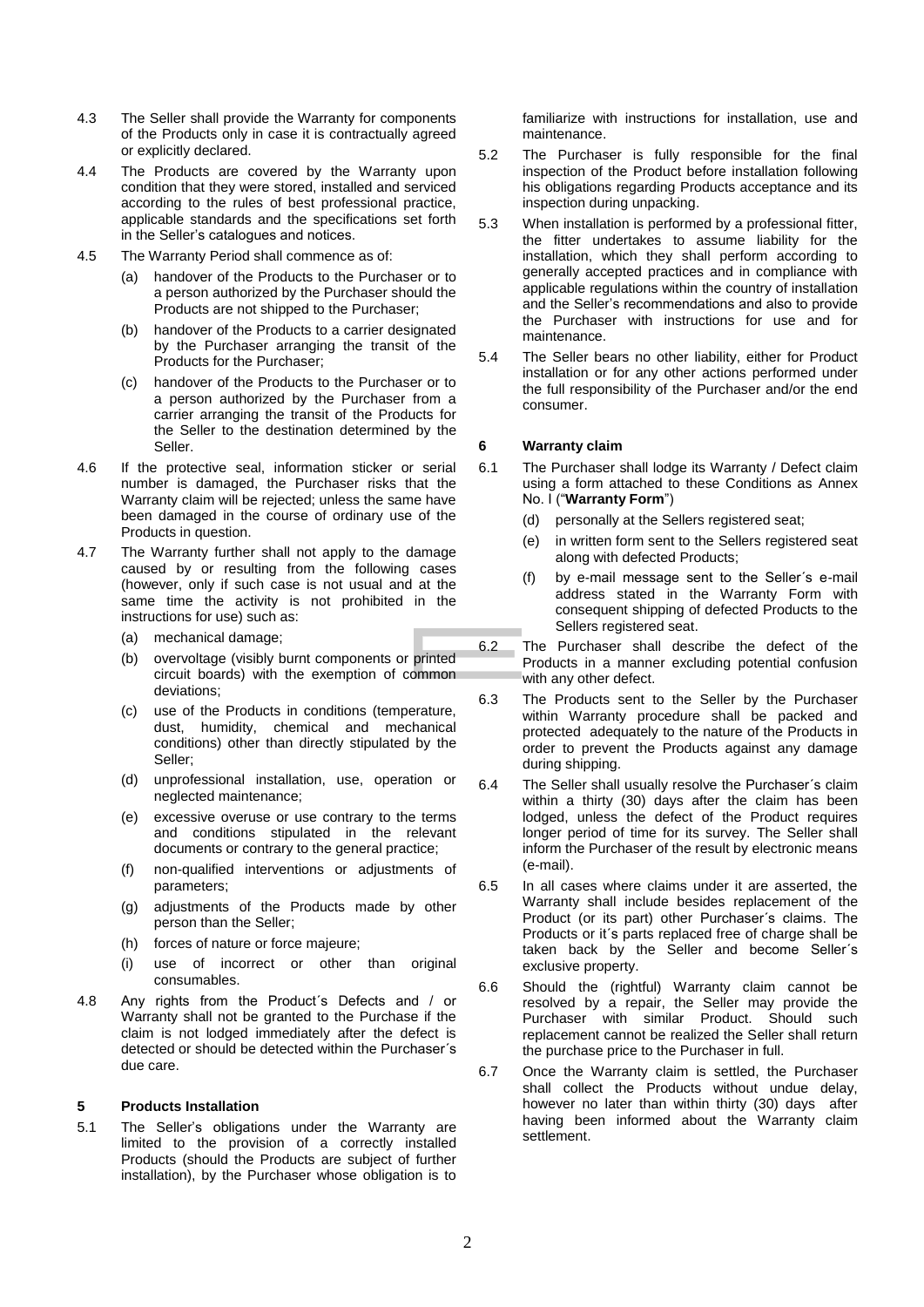4.3 The Seller shall provide the Warranty for components of the Products only in case it is contractually agreed or explicitly declared.

4.4 The Products are covered by the Warranty upon condition that they were stored, installed and serviced according to the rules of best professional practice, applicable standards and the specifications set forth in the Seller's catalogues and notices.

4.5 The Warranty Period shall commence as of:

(a) handover of the Products to the Purchaser or to a person authorized by the Purchaser should the Products are not shipped to the Purchaser;

(b) handover of the Products to a carrier designated by the Purchaser arranging the transit of the Products for the Purchaser;

(c) handover of the Products to the Purchaser or to a person authorized by the Purchaser from a carrier arranging the transit of the Products for the Seller to the destination determined by the Seller.

4.6 If the protective seal, information sticker or serial number is damaged, the Purchaser risks that the Warranty claim will be rejected; unless the same have been damaged in the course of ordinary use of the Products in question.

4.7 The Warranty further shall not apply to the damage caused by or resulting from the following cases (however, only if such case is not usual and at the same time the activity is not prohibited in the instructions for use) such as:

(a) mechanical damage;

(b) overvoltage (visibly burnt components or printed circuit boards) with the exemption of common deviations;

(c) use of the Products in conditions (temperature, dust, humidity, chemical and mechanical conditions) other than directly stipulated by the Seller;

(d) unprofessional installation, use, operation or neglected maintenance;

(e) excessive overuse or use contrary to the terms and conditions stipulated in the relevant documents or contrary to the general practice;

(f) non-qualified interventions or adjustments of parameters;

(g) adjustments of the Products made by other person than the Seller;

(h) forces of nature or force majeure;

(i) use of incorrect or other than original consumables.

4.8 Any rights from the Product´s Defects and / or Warranty shall not be granted to the Purchase if the claim is not lodged immediately after the defect is detected or should be detected within the Purchaser´s due care.

## 5 Products Installation

5.1 The Seller's obligations under the Warranty are limited to the provision of a correctly installed Products (should the Products are subject of further installation), by the Purchaser whose obligation is to familiarize with instructions for installation, use and maintenance.

5.2 The Purchaser is fully responsible for the final inspection of the Product before installation following his obligations regarding Products acceptance and its inspection during unpacking.

5.3 When installation is performed by a professional fitter, the fitter undertakes to assume liability for the installation, which they shall perform according to generally accepted practices and in compliance with applicable regulations within the country of installation and the Seller's recommendations and also to provide the Purchaser with instructions for use and for maintenance.

5.4 The Seller bears no other liability, either for Product installation or for any other actions performed under the full responsibility of the Purchaser and/or the end consumer.

## 6 Warranty claim

6.1 The Purchaser shall lodge its Warranty / Defect claim using a form attached to these Conditions as Annex No. I ("**Warranty Form**")

(d) personally at the Sellers registered seat;

(e) in written form sent to the Sellers registered seat along with defected Products;

(f) by e-mail message sent to the Seller´s e-mail address stated in the Warranty Form with consequent shipping of defected Products to the Sellers registered seat.

6.2 The Purchaser shall describe the defect of the Products in a manner excluding potential confusion with any other defect.

6.3 The Products sent to the Seller by the Purchaser within Warranty procedure shall be packed and protected adequately to the nature of the Products in order to prevent the Products against any damage during shipping.

6.4 The Seller shall usually resolve the Purchaser´s claim within a thirty (30) days after the claim has been lodged, unless the defect of the Product requires longer period of time for its survey. The Seller shall inform the Purchaser of the result by electronic means (e-mail).

6.5 In all cases where claims under it are asserted, the Warranty shall include besides replacement of the Product (or its part) other Purchaser´s claims. The Products or it´s parts replaced free of charge shall be taken back by the Seller and become Seller´s exclusive property.

6.6 Should the (rightful) Warranty claim cannot be resolved by a repair, the Seller may provide the Purchaser with similar Product. Should such replacement cannot be realized the Seller shall return the purchase price to the Purchaser in full.

6.7 Once the Warranty claim is settled, the Purchaser shall collect the Products without undue delay, however no later than within thirty (30) days after having been informed about the Warranty claim settlement.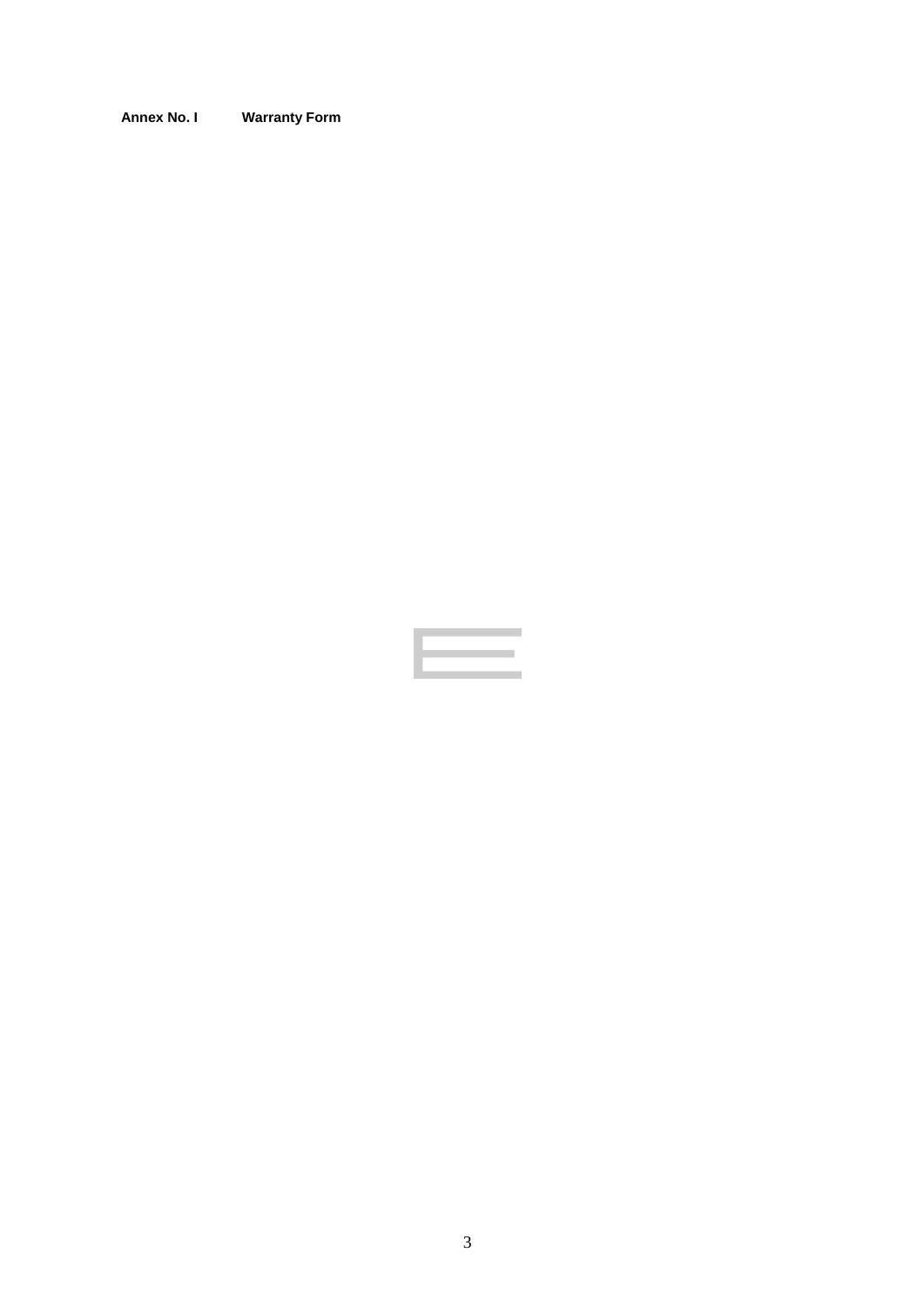**Annex No. I Warranty Form**